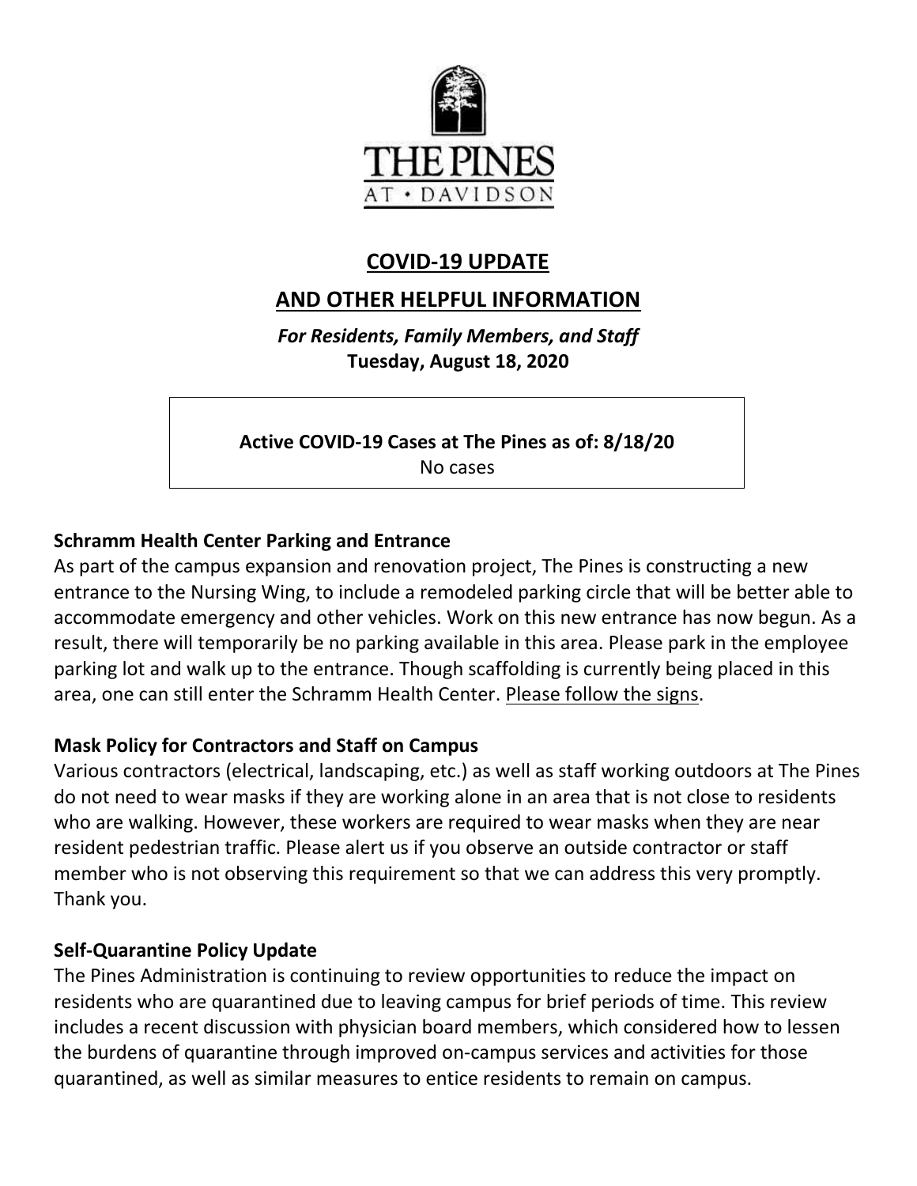THE PINES
AT • DAVIDSON

# COVID-19 UPDATE

# AND OTHER HELPFUL INFORMATION

***For Residents, Family Members, and Staff***
**Tuesday, August 18, 2020**

**Active COVID-19 Cases at The Pines as of: 8/18/20**
No cases

### Schramm Health Center Parking and Entrance

As part of the campus expansion and renovation project, The Pines is constructing a new entrance to the Nursing Wing, to include a remodeled parking circle that will be better able to accommodate emergency and other vehicles. Work on this new entrance has now begun. As a result, there will temporarily be no parking available in this area. Please park in the employee parking lot and walk up to the entrance. Though scaffolding is currently being placed in this area, one can still enter the Schramm Health Center. <u>Please follow the signs</u>.

### Mask Policy for Contractors and Staff on Campus

Various contractors (electrical, landscaping, etc.) as well as staff working outdoors at The Pines do not need to wear masks if they are working alone in an area that is not close to residents who are walking. However, these workers are required to wear masks when they are near resident pedestrian traffic. Please alert us if you observe an outside contractor or staff member who is not observing this requirement so that we can address this very promptly. Thank you.

### Self-Quarantine Policy Update

The Pines Administration is continuing to review opportunities to reduce the impact on residents who are quarantined due to leaving campus for brief periods of time. This review includes a recent discussion with physician board members, which considered how to lessen the burdens of quarantine through improved on-campus services and activities for those quarantined, as well as similar measures to entice residents to remain on campus.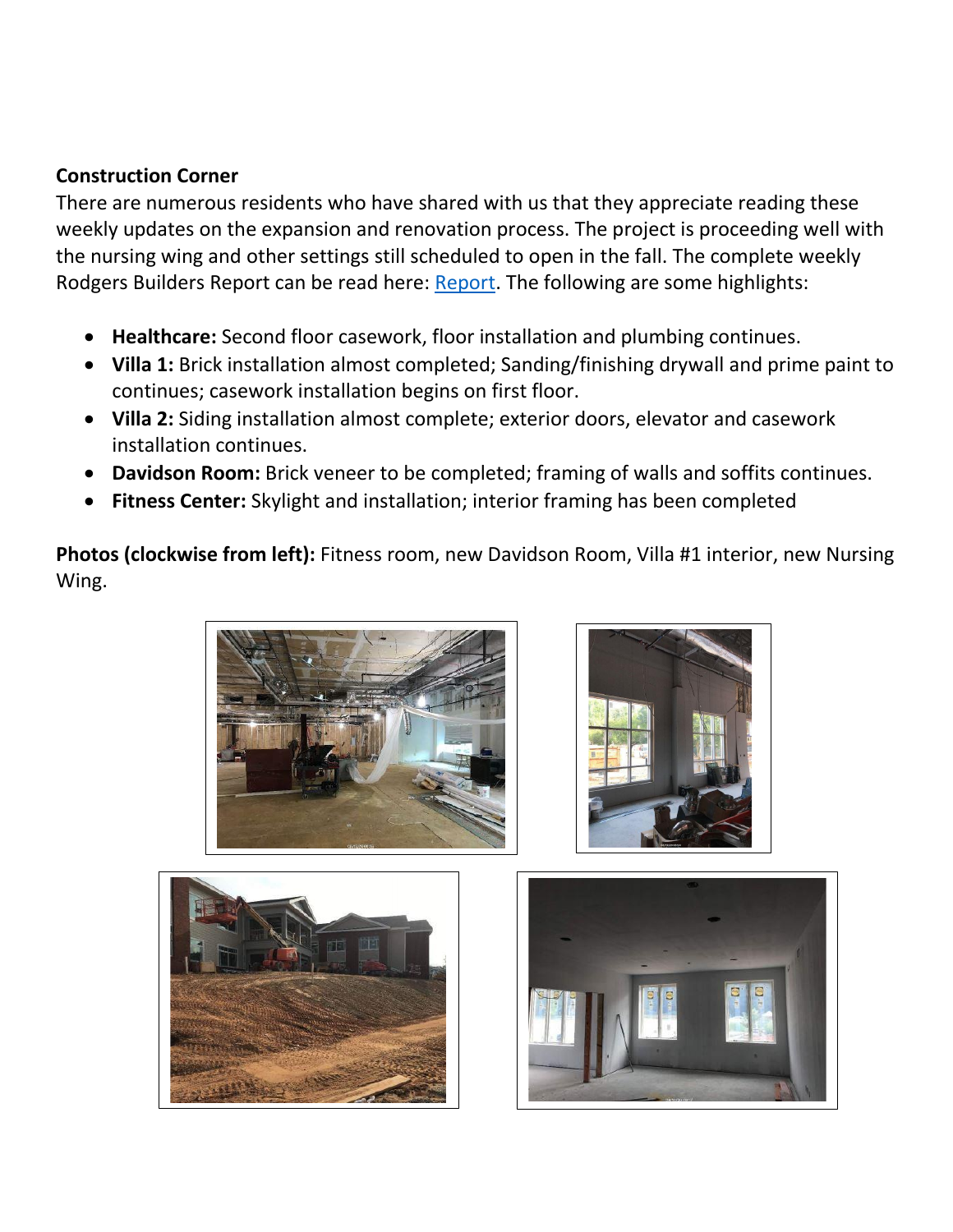**Construction Corner**

There are numerous residents who have shared with us that they appreciate reading these weekly updates on the expansion and renovation process. The project is proceeding well with the nursing wing and other settings still scheduled to open in the fall. The complete weekly Rodgers Builders Report can be read here: [Report](). The following are some highlights:

- **Healthcare:** Second floor casework, floor installation and plumbing continues.
- **Villa 1:** Brick installation almost completed; Sanding/finishing drywall and prime paint to continues; casework installation begins on first floor.
- **Villa 2:** Siding installation almost complete; exterior doors, elevator and casework installation continues.
- **Davidson Room:** Brick veneer to be completed; framing of walls and soffits continues.
- **Fitness Center:** Skylight and installation; interior framing has been completed

**Photos (clockwise from left):** Fitness room, new Davidson Room, Villa #1 interior, new Nursing Wing.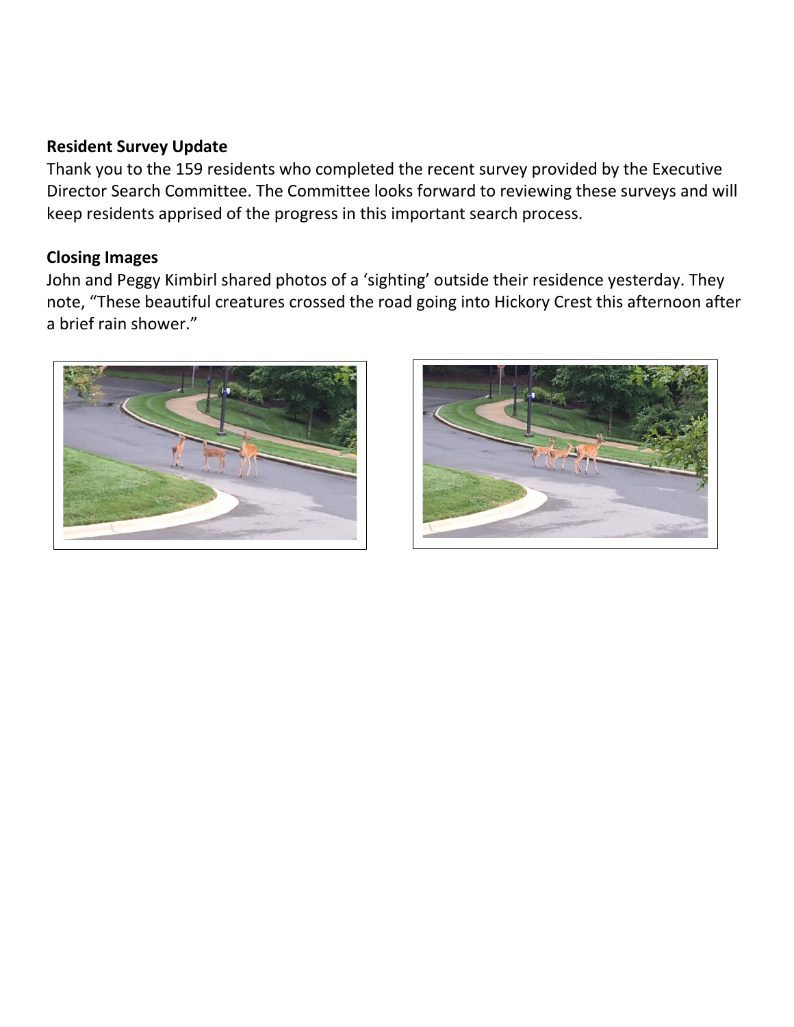**Resident Survey Update**

Thank you to the 159 residents who completed the recent survey provided by the Executive Director Search Committee. The Committee looks forward to reviewing these surveys and will keep residents apprised of the progress in this important search process.

**Closing Images**

John and Peggy Kimbirl shared photos of a 'sighting' outside their residence yesterday. They note, "These beautiful creatures crossed the road going into Hickory Crest this afternoon after a brief rain shower."